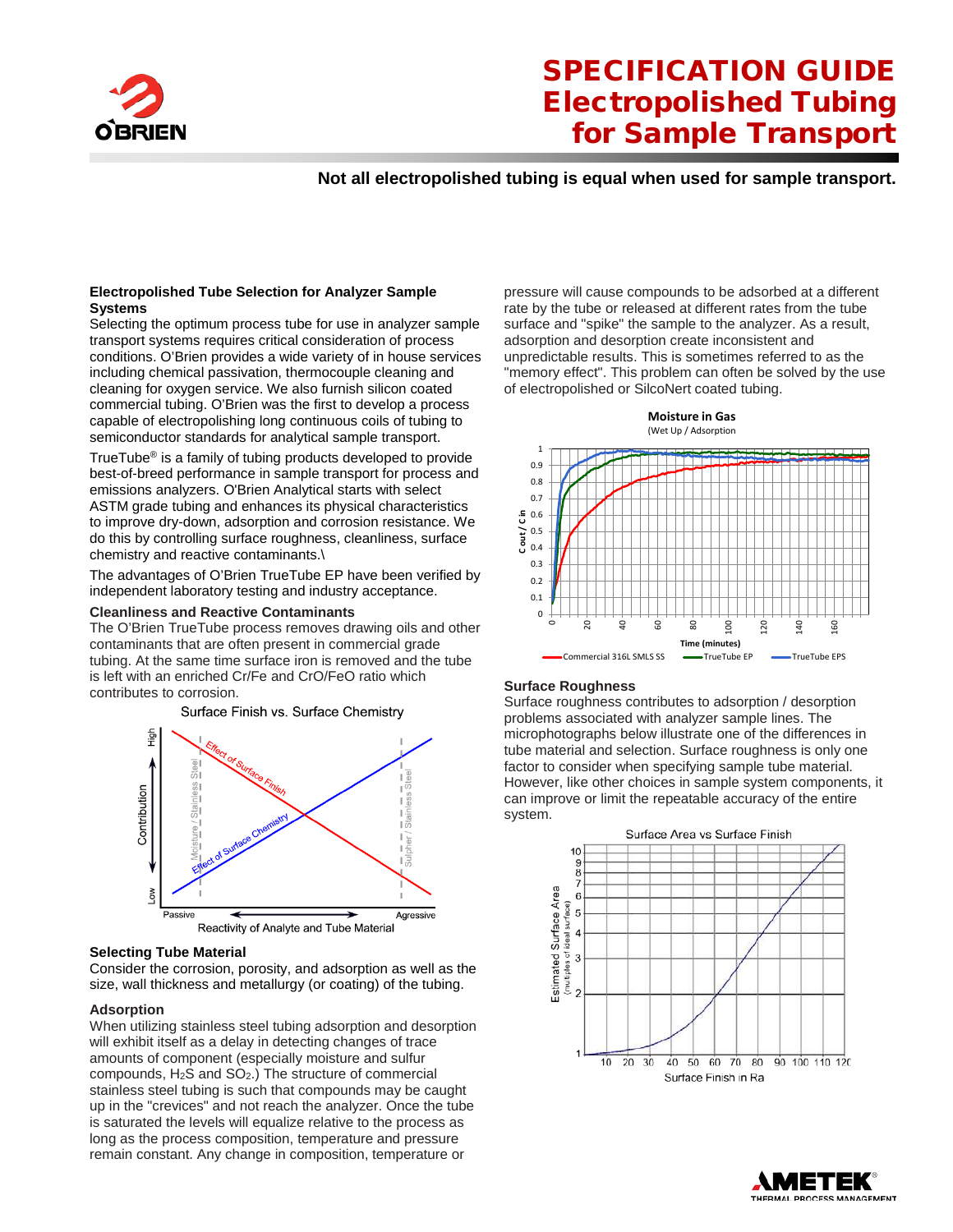# SPECIFICATION GUIDE
# Electropolished Tubing for Sample Transport

**Not all electropolished tubing is equal when used for sample transport.**

### Electropolished Tube Selection for Analyzer Sample Systems

Selecting the optimum process tube for use in analyzer sample transport systems requires critical consideration of process conditions. O'Brien provides a wide variety of in house services including chemical passivation, thermocouple cleaning and cleaning for oxygen service. We also furnish silicon coated commercial tubing. O'Brien was the first to develop a process capable of electropolishing long continuous coils of tubing to semiconductor standards for analytical sample transport.

TrueTube® is a family of tubing products developed to provide best-of-breed performance in sample transport for process and emissions analyzers. O'Brien Analytical starts with select ASTM grade tubing and enhances its physical characteristics to improve dry-down, adsorption and corrosion resistance. We do this by controlling surface roughness, cleanliness, surface chemistry and reactive contaminants.\

The advantages of O'Brien TrueTube EP have been verified by independent laboratory testing and industry acceptance.

### Cleanliness and Reactive Contaminants

The O'Brien TrueTube process removes drawing oils and other contaminants that are often present in commercial grade tubing. At the same time surface iron is removed and the tube is left with an enriched Cr/Fe and CrO/FeO ratio which contributes to corrosion.

Surface Finish vs. Surface Chemistry

### Selecting Tube Material

Consider the corrosion, porosity, and adsorption as well as the size, wall thickness and metallurgy (or coating) of the tubing.

### Adsorption

When utilizing stainless steel tubing adsorption and desorption will exhibit itself as a delay in detecting changes of trace amounts of component (especially moisture and sulfur compounds, $H_2S$ and $SO_2$.) The structure of commercial stainless steel tubing is such that compounds may be caught up in the "crevices" and not reach the analyzer. Once the tube is saturated the levels will equalize relative to the process as long as the process composition, temperature and pressure remain constant. Any change in composition, temperature or pressure will cause compounds to be adsorbed at a different rate by the tube or released at different rates from the tube surface and "spike" the sample to the analyzer. As a result, adsorption and desorption create inconsistent and unpredictable results. This is sometimes referred to as the "memory effect". This problem can often be solved by the use of electropolished or SilcoNert coated tubing.

Moisture in Gas (Wet Up / Adsorption)

### Surface Roughness

Surface roughness contributes to adsorption / desorption problems associated with analyzer sample lines. The microphotographs below illustrate one of the differences in tube material and selection. Surface roughness is only one factor to consider when specifying sample tube material. However, like other choices in sample system components, it can improve or limit the repeatable accuracy of the entire system.

Surface Area vs Surface Finish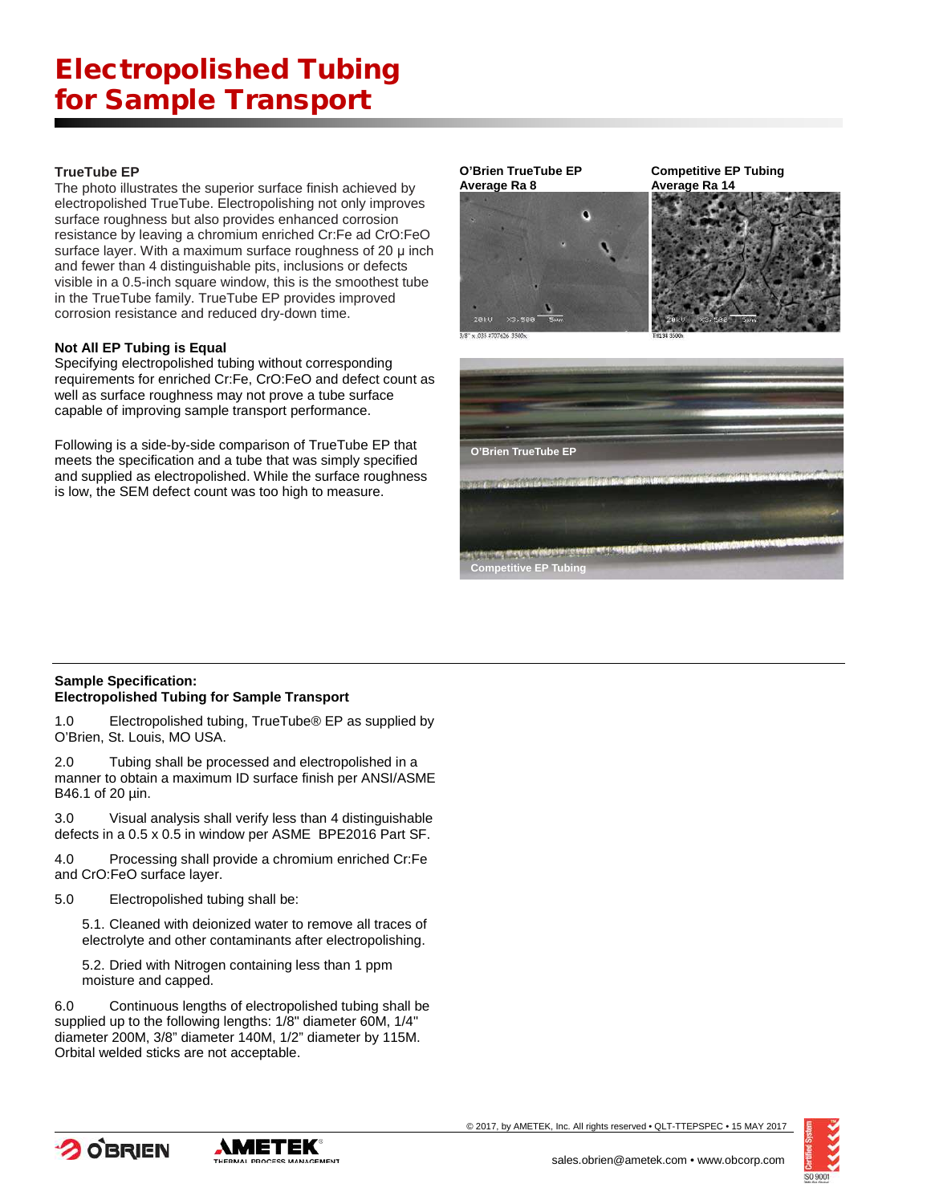# Electropolished Tubing for Sample Transport

### TrueTube EP

The photo illustrates the superior surface finish achieved by electropolished TrueTube. Electropolishing not only improves surface roughness but also provides enhanced corrosion resistance by leaving a chromium enriched Cr:Fe ad CrO:FeO surface layer. With a maximum surface roughness of 20 µ inch and fewer than 4 distinguishable pits, inclusions or defects visible in a 0.5-inch square window, this is the smoothest tube in the TrueTube family. TrueTube EP provides improved corrosion resistance and reduced dry-down time.

### Not All EP Tubing is Equal

Specifying electropolished tubing without corresponding requirements for enriched Cr:Fe, CrO:FeO and defect count as well as surface roughness may not prove a tube surface capable of improving sample transport performance.

Following is a side-by-side comparison of TrueTube EP that meets the specification and a tube that was simply specified and supplied as electropolished. While the surface roughness is low, the SEM defect count was too high to measure.

**O'Brien TrueTube EP**
**Average Ra 8**

**Competitive EP Tubing**
**Average Ra 14**

O'Brien TrueTube EP

Competitive EP Tubing

---

### Sample Specification:
### Electropolished Tubing for Sample Transport

1.0 Electropolished tubing, TrueTube® EP as supplied by O'Brien, St. Louis, MO USA.

2.0 Tubing shall be processed and electropolished in a manner to obtain a maximum ID surface finish per ANSI/ASME B46.1 of 20 µin.

3.0 Visual analysis shall verify less than 4 distinguishable defects in a 0.5 x 0.5 in window per ASME BPE2016 Part SF.

4.0 Processing shall provide a chromium enriched Cr:Fe and CrO:FeO surface layer.

5.0 Electropolished tubing shall be:

5.1. Cleaned with deionized water to remove all traces of electrolyte and other contaminants after electropolishing.

5.2. Dried with Nitrogen containing less than 1 ppm moisture and capped.

6.0 Continuous lengths of electropolished tubing shall be supplied up to the following lengths: 1/8" diameter 60M, 1/4" diameter 200M, 3/8" diameter 140M, 1/2" diameter by 115M. Orbital welded sticks are not acceptable.

© 2017, by AMETEK, Inc. All rights reserved • QLT-TTEPSPEC • 15 MAY 2017

sales.obrien@ametek.com • www.obcorp.com